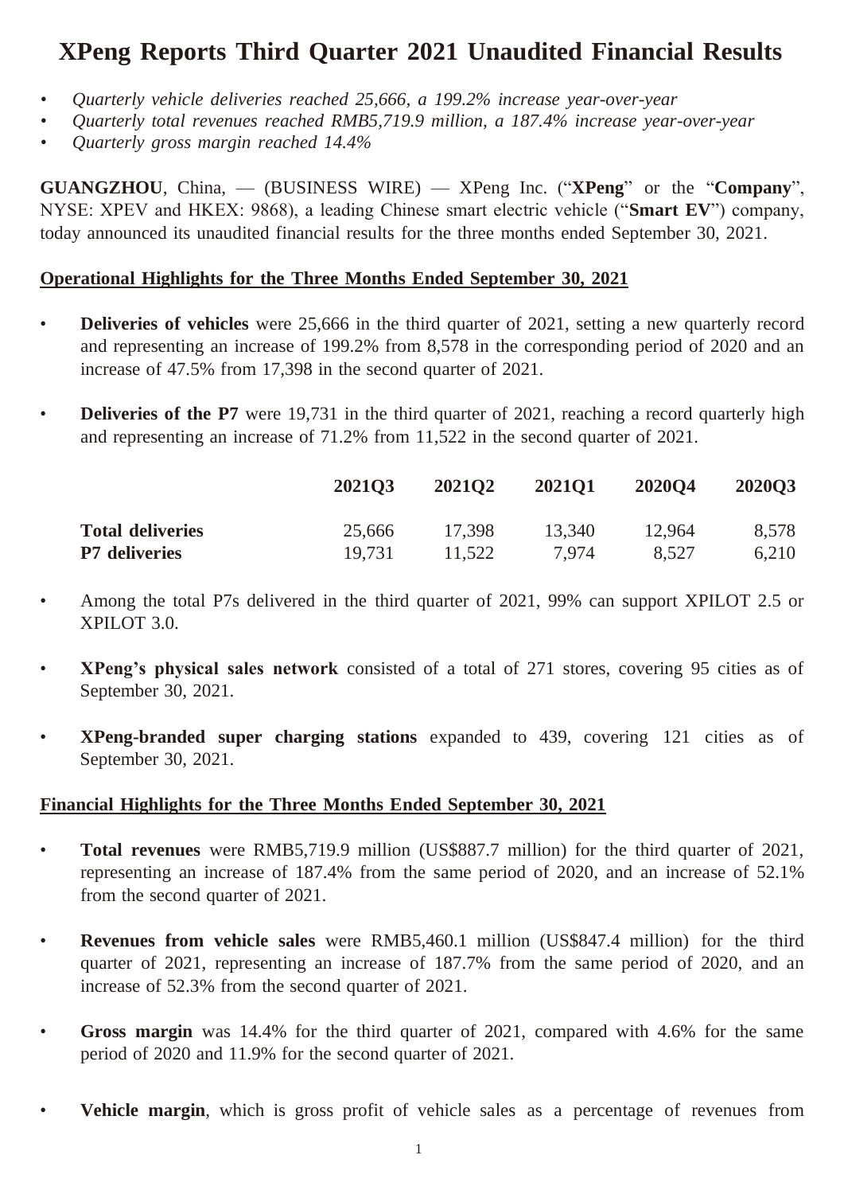# XPeng Reports Third Quarter 2021 Unaudited Financial Results

- *Quarterly vehicle deliveries reached 25,666, a 199.2% increase year-over-year*
- *Quarterly total revenues reached RMB5,719.9 million, a 187.4% increase year-over-year*
- *Quarterly gross margin reached 14.4%*

**GUANGZHOU**, China, — (BUSINESS WIRE) — XPeng Inc. ("**XPeng**" or the "**Company**", NYSE: XPEV and HKEX: 9868), a leading Chinese smart electric vehicle ("**Smart EV**") company, today announced its unaudited financial results for the three months ended September 30, 2021.

## Operational Highlights for the Three Months Ended September 30, 2021

- **Deliveries of vehicles** were 25,666 in the third quarter of 2021, setting a new quarterly record and representing an increase of 199.2% from 8,578 in the corresponding period of 2020 and an increase of 47.5% from 17,398 in the second quarter of 2021.

- **Deliveries of the P7** were 19,731 in the third quarter of 2021, reaching a record quarterly high and representing an increase of 71.2% from 11,522 in the second quarter of 2021.

| | 2021Q3 | 2021Q2 | 2021Q1 | 2020Q4 | 2020Q3 |
|---|---|---|---|---|---|
| **Total deliveries** | 25,666 | 17,398 | 13,340 | 12,964 | 8,578 |
| **P7 deliveries** | 19,731 | 11,522 | 7,974 | 8,527 | 6,210 |

- Among the total P7s delivered in the third quarter of 2021, 99% can support XPILOT 2.5 or XPILOT 3.0.

- **XPeng's physical sales network** consisted of a total of 271 stores, covering 95 cities as of September 30, 2021.

- **XPeng-branded super charging stations** expanded to 439, covering 121 cities as of September 30, 2021.

## Financial Highlights for the Three Months Ended September 30, 2021

- **Total revenues** were RMB5,719.9 million (US$887.7 million) for the third quarter of 2021, representing an increase of 187.4% from the same period of 2020, and an increase of 52.1% from the second quarter of 2021.

- **Revenues from vehicle sales** were RMB5,460.1 million (US$847.4 million) for the third quarter of 2021, representing an increase of 187.7% from the same period of 2020, and an increase of 52.3% from the second quarter of 2021.

- **Gross margin** was 14.4% for the third quarter of 2021, compared with 4.6% for the same period of 2020 and 11.9% for the second quarter of 2021.

- **Vehicle margin**, which is gross profit of vehicle sales as a percentage of revenues from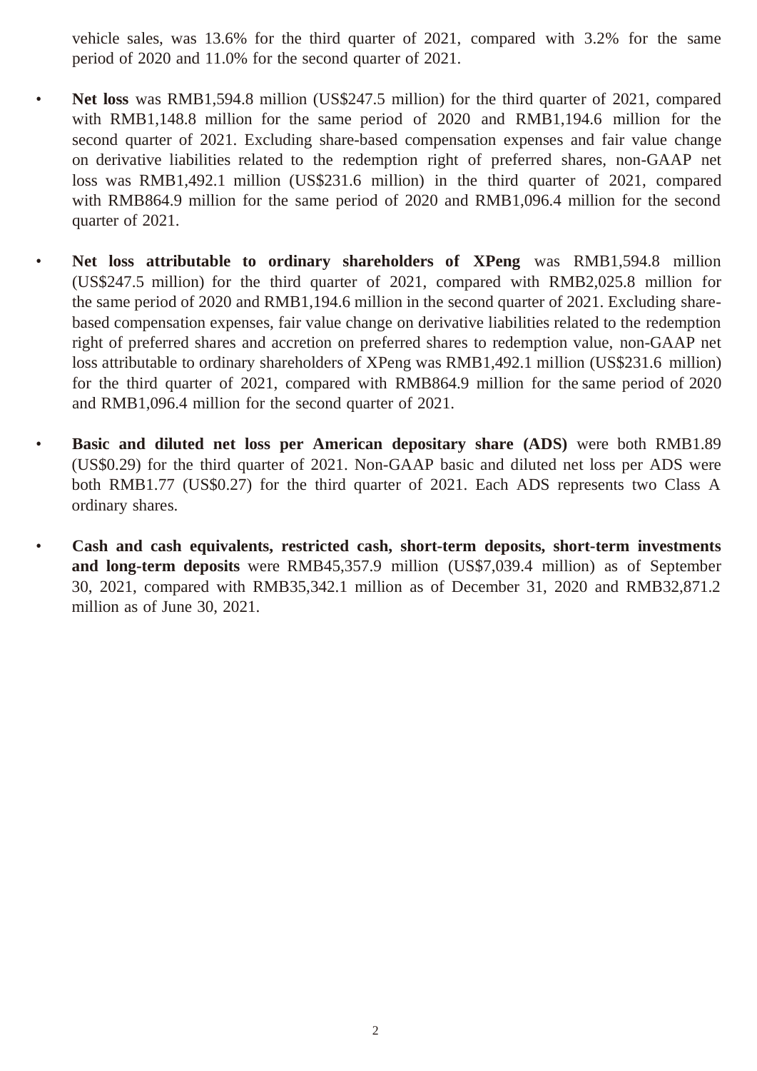vehicle sales, was 13.6% for the third quarter of 2021, compared with 3.2% for the same period of 2020 and 11.0% for the second quarter of 2021.

- **Net loss** was RMB1,594.8 million (US$247.5 million) for the third quarter of 2021, compared with RMB1,148.8 million for the same period of 2020 and RMB1,194.6 million for the second quarter of 2021. Excluding share-based compensation expenses and fair value change on derivative liabilities related to the redemption right of preferred shares, non-GAAP net loss was RMB1,492.1 million (US$231.6 million) in the third quarter of 2021, compared with RMB864.9 million for the same period of 2020 and RMB1,096.4 million for the second quarter of 2021.

- **Net loss attributable to ordinary shareholders of XPeng** was RMB1,594.8 million (US$247.5 million) for the third quarter of 2021, compared with RMB2,025.8 million for the same period of 2020 and RMB1,194.6 million in the second quarter of 2021. Excluding share-based compensation expenses, fair value change on derivative liabilities related to the redemption right of preferred shares and accretion on preferred shares to redemption value, non-GAAP net loss attributable to ordinary shareholders of XPeng was RMB1,492.1 million (US$231.6 million) for the third quarter of 2021, compared with RMB864.9 million for the same period of 2020 and RMB1,096.4 million for the second quarter of 2021.

- **Basic and diluted net loss per American depositary share (ADS)** were both RMB1.89 (US$0.29) for the third quarter of 2021. Non-GAAP basic and diluted net loss per ADS were both RMB1.77 (US$0.27) for the third quarter of 2021. Each ADS represents two Class A ordinary shares.

- **Cash and cash equivalents, restricted cash, short-term deposits, short-term investments and long-term deposits** were RMB45,357.9 million (US$7,039.4 million) as of September 30, 2021, compared with RMB35,342.1 million as of December 31, 2020 and RMB32,871.2 million as of June 30, 2021.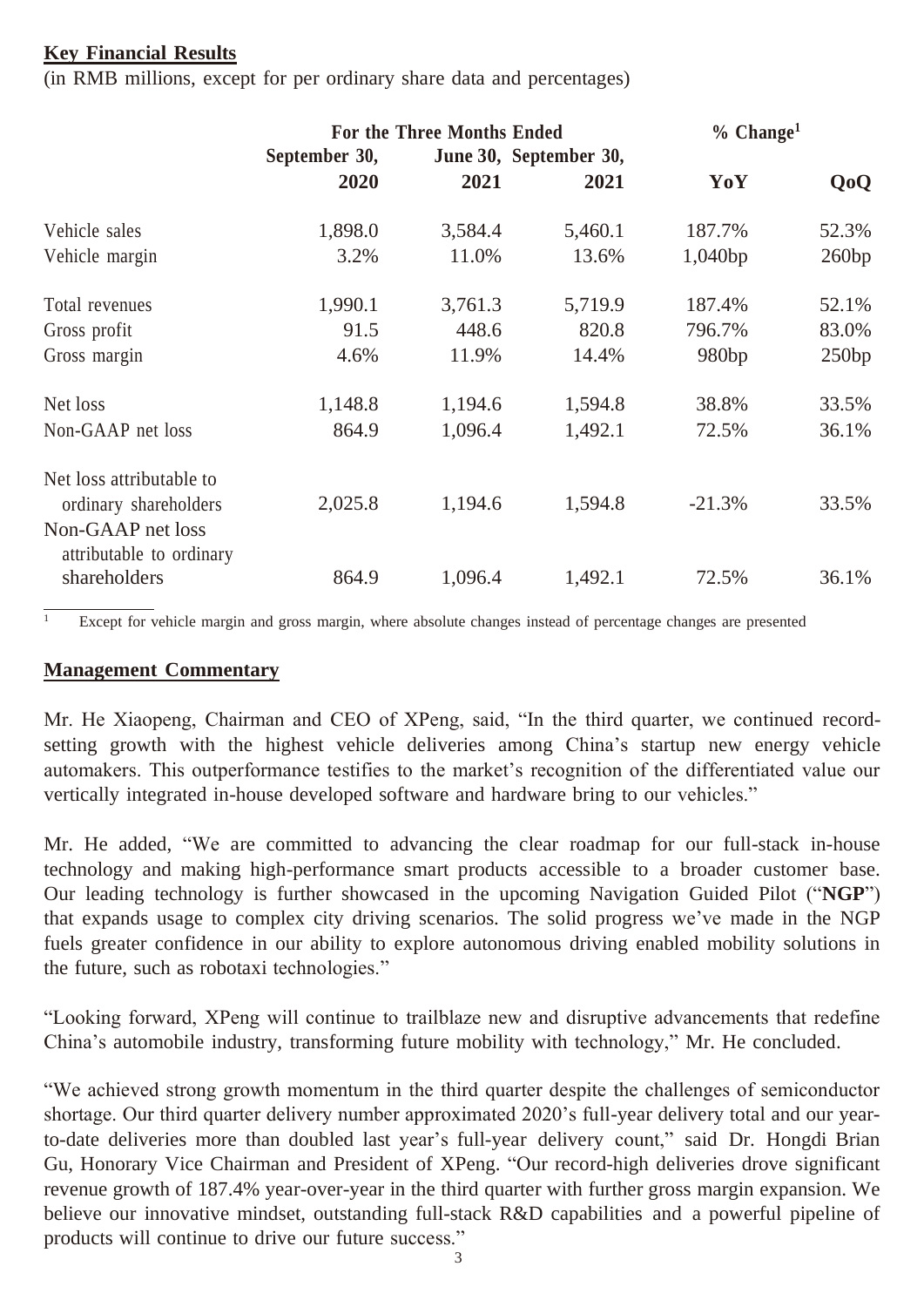## Key Financial Results

(in RMB millions, except for per ordinary share data and percentages)

| | For the Three Months Ended | | | % Change[1] | |
|---|---|---|---|---|---|
| | September 30, 2020 | June 30, 2021 | September 30, 2021 | YoY | QoQ |
| Vehicle sales | 1,898.0 | 3,584.4 | 5,460.1 | 187.7% | 52.3% |
| Vehicle margin | 3.2% | 11.0% | 13.6% | 1,040bp | 260bp |
| Total revenues | 1,990.1 | 3,761.3 | 5,719.9 | 187.4% | 52.1% |
| Gross profit | 91.5 | 448.6 | 820.8 | 796.7% | 83.0% |
| Gross margin | 4.6% | 11.9% | 14.4% | 980bp | 250bp |
| Net loss | 1,148.8 | 1,194.6 | 1,594.8 | 38.8% | 33.5% |
| Non-GAAP net loss | 864.9 | 1,096.4 | 1,492.1 | 72.5% | 36.1% |
| Net loss attributable to ordinary shareholders | 2,025.8 | 1,194.6 | 1,594.8 | -21.3% | 33.5% |
| Non-GAAP net loss attributable to ordinary shareholders | 864.9 | 1,096.4 | 1,492.1 | 72.5% | 36.1% |

[1] Except for vehicle margin and gross margin, where absolute changes instead of percentage changes are presented

## Management Commentary

Mr. He Xiaopeng, Chairman and CEO of XPeng, said, "In the third quarter, we continued record-setting growth with the highest vehicle deliveries among China's startup new energy vehicle automakers. This outperformance testifies to the market's recognition of the differentiated value our vertically integrated in-house developed software and hardware bring to our vehicles."

Mr. He added, "We are committed to advancing the clear roadmap for our full-stack in-house technology and making high-performance smart products accessible to a broader customer base. Our leading technology is further showcased in the upcoming Navigation Guided Pilot ("**NGP**") that expands usage to complex city driving scenarios. The solid progress we've made in the NGP fuels greater confidence in our ability to explore autonomous driving enabled mobility solutions in the future, such as robotaxi technologies."

"Looking forward, XPeng will continue to trailblaze new and disruptive advancements that redefine China's automobile industry, transforming future mobility with technology," Mr. He concluded.

"We achieved strong growth momentum in the third quarter despite the challenges of semiconductor shortage. Our third quarter delivery number approximated 2020's full-year delivery total and our year-to-date deliveries more than doubled last year's full-year delivery count," said Dr. Hongdi Brian Gu, Honorary Vice Chairman and President of XPeng. "Our record-high deliveries drove significant revenue growth of 187.4% year-over-year in the third quarter with further gross margin expansion. We believe our innovative mindset, outstanding full-stack R&D capabilities and a powerful pipeline of products will continue to drive our future success."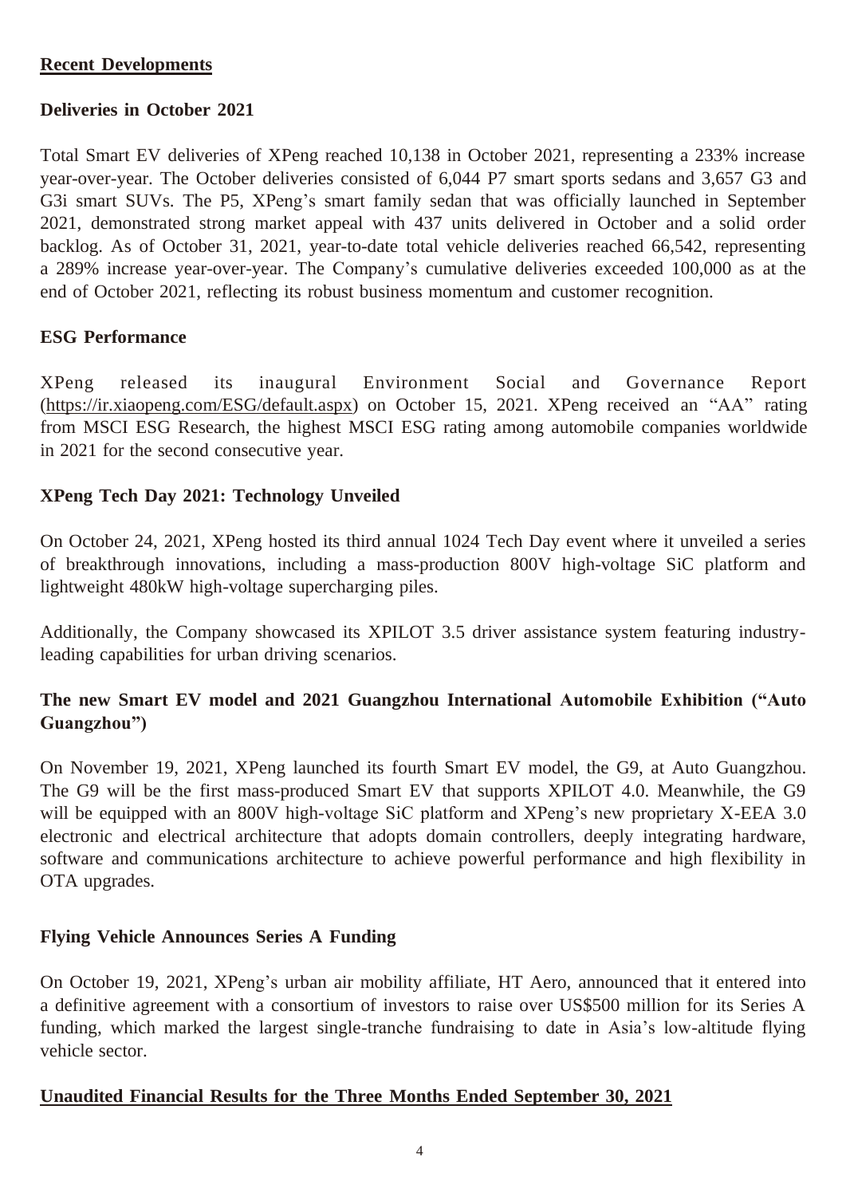## Recent Developments

### Deliveries in October 2021

Total Smart EV deliveries of XPeng reached 10,138 in October 2021, representing a 233% increase year-over-year. The October deliveries consisted of 6,044 P7 smart sports sedans and 3,657 G3 and G3i smart SUVs. The P5, XPeng's smart family sedan that was officially launched in September 2021, demonstrated strong market appeal with 437 units delivered in October and a solid order backlog. As of October 31, 2021, year-to-date total vehicle deliveries reached 66,542, representing a 289% increase year-over-year. The Company's cumulative deliveries exceeded 100,000 as at the end of October 2021, reflecting its robust business momentum and customer recognition.

### ESG Performance

XPeng released its inaugural Environment Social and Governance Report (https://ir.xiaopeng.com/ESG/default.aspx) on October 15, 2021. XPeng received an "AA" rating from MSCI ESG Research, the highest MSCI ESG rating among automobile companies worldwide in 2021 for the second consecutive year.

### XPeng Tech Day 2021: Technology Unveiled

On October 24, 2021, XPeng hosted its third annual 1024 Tech Day event where it unveiled a series of breakthrough innovations, including a mass-production 800V high-voltage SiC platform and lightweight 480kW high-voltage supercharging piles.

Additionally, the Company showcased its XPILOT 3.5 driver assistance system featuring industry-leading capabilities for urban driving scenarios.

### The new Smart EV model and 2021 Guangzhou International Automobile Exhibition ("Auto Guangzhou")

On November 19, 2021, XPeng launched its fourth Smart EV model, the G9, at Auto Guangzhou. The G9 will be the first mass-produced Smart EV that supports XPILOT 4.0. Meanwhile, the G9 will be equipped with an 800V high-voltage SiC platform and XPeng's new proprietary X-EEA 3.0 electronic and electrical architecture that adopts domain controllers, deeply integrating hardware, software and communications architecture to achieve powerful performance and high flexibility in OTA upgrades.

### Flying Vehicle Announces Series A Funding

On October 19, 2021, XPeng's urban air mobility affiliate, HT Aero, announced that it entered into a definitive agreement with a consortium of investors to raise over US$500 million for its Series A funding, which marked the largest single-tranche fundraising to date in Asia's low-altitude flying vehicle sector.

## Unaudited Financial Results for the Three Months Ended September 30, 2021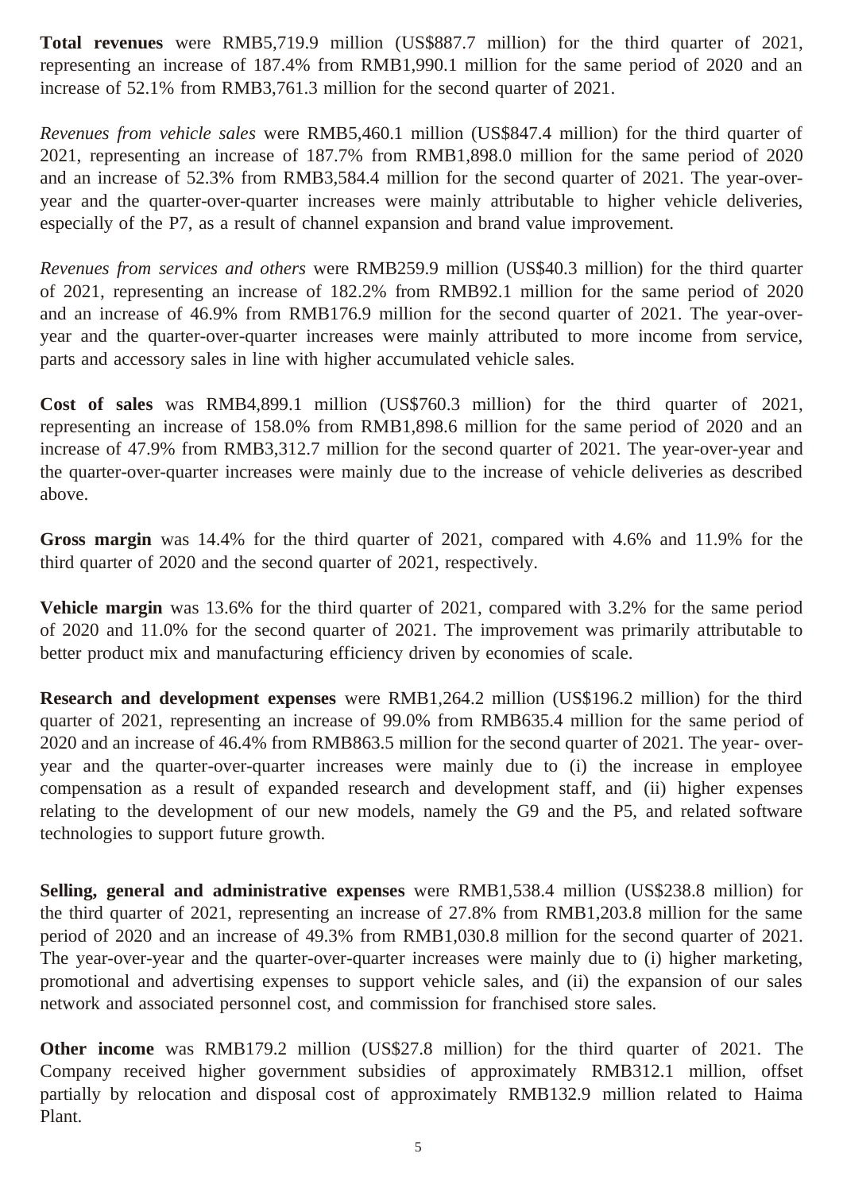**Total revenues** were RMB5,719.9 million (US$887.7 million) for the third quarter of 2021, representing an increase of 187.4% from RMB1,990.1 million for the same period of 2020 and an increase of 52.1% from RMB3,761.3 million for the second quarter of 2021.

*Revenues from vehicle sales* were RMB5,460.1 million (US$847.4 million) for the third quarter of 2021, representing an increase of 187.7% from RMB1,898.0 million for the same period of 2020 and an increase of 52.3% from RMB3,584.4 million for the second quarter of 2021. The year-over-year and the quarter-over-quarter increases were mainly attributable to higher vehicle deliveries, especially of the P7, as a result of channel expansion and brand value improvement.

*Revenues from services and others* were RMB259.9 million (US$40.3 million) for the third quarter of 2021, representing an increase of 182.2% from RMB92.1 million for the same period of 2020 and an increase of 46.9% from RMB176.9 million for the second quarter of 2021. The year-over-year and the quarter-over-quarter increases were mainly attributed to more income from service, parts and accessory sales in line with higher accumulated vehicle sales.

**Cost of sales** was RMB4,899.1 million (US$760.3 million) for the third quarter of 2021, representing an increase of 158.0% from RMB1,898.6 million for the same period of 2020 and an increase of 47.9% from RMB3,312.7 million for the second quarter of 2021. The year-over-year and the quarter-over-quarter increases were mainly due to the increase of vehicle deliveries as described above.

**Gross margin** was 14.4% for the third quarter of 2021, compared with 4.6% and 11.9% for the third quarter of 2020 and the second quarter of 2021, respectively.

**Vehicle margin** was 13.6% for the third quarter of 2021, compared with 3.2% for the same period of 2020 and 11.0% for the second quarter of 2021. The improvement was primarily attributable to better product mix and manufacturing efficiency driven by economies of scale.

**Research and development expenses** were RMB1,264.2 million (US$196.2 million) for the third quarter of 2021, representing an increase of 99.0% from RMB635.4 million for the same period of 2020 and an increase of 46.4% from RMB863.5 million for the second quarter of 2021. The year- over-year and the quarter-over-quarter increases were mainly due to (i) the increase in employee compensation as a result of expanded research and development staff, and (ii) higher expenses relating to the development of our new models, namely the G9 and the P5, and related software technologies to support future growth.

**Selling, general and administrative expenses** were RMB1,538.4 million (US$238.8 million) for the third quarter of 2021, representing an increase of 27.8% from RMB1,203.8 million for the same period of 2020 and an increase of 49.3% from RMB1,030.8 million for the second quarter of 2021. The year-over-year and the quarter-over-quarter increases were mainly due to (i) higher marketing, promotional and advertising expenses to support vehicle sales, and (ii) the expansion of our sales network and associated personnel cost, and commission for franchised store sales.

**Other income** was RMB179.2 million (US$27.8 million) for the third quarter of 2021. The Company received higher government subsidies of approximately RMB312.1 million, offset partially by relocation and disposal cost of approximately RMB132.9 million related to Haima Plant.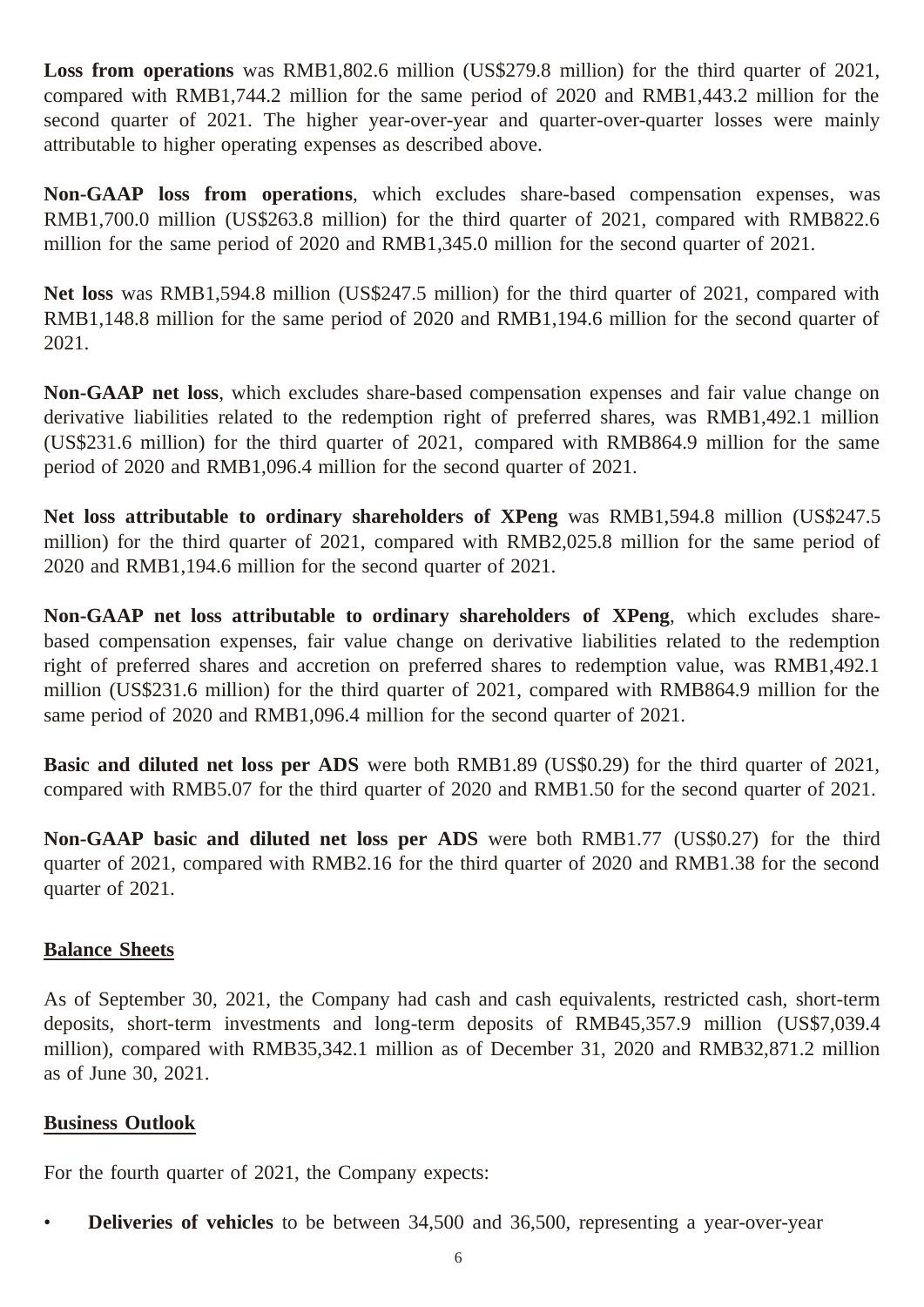**Loss from operations** was RMB1,802.6 million (US$279.8 million) for the third quarter of 2021, compared with RMB1,744.2 million for the same period of 2020 and RMB1,443.2 million for the second quarter of 2021. The higher year-over-year and quarter-over-quarter losses were mainly attributable to higher operating expenses as described above.

**Non-GAAP loss from operations**, which excludes share-based compensation expenses, was RMB1,700.0 million (US$263.8 million) for the third quarter of 2021, compared with RMB822.6 million for the same period of 2020 and RMB1,345.0 million for the second quarter of 2021.

**Net loss** was RMB1,594.8 million (US$247.5 million) for the third quarter of 2021, compared with RMB1,148.8 million for the same period of 2020 and RMB1,194.6 million for the second quarter of 2021.

**Non-GAAP net loss**, which excludes share-based compensation expenses and fair value change on derivative liabilities related to the redemption right of preferred shares, was RMB1,492.1 million (US$231.6 million) for the third quarter of 2021, compared with RMB864.9 million for the same period of 2020 and RMB1,096.4 million for the second quarter of 2021.

**Net loss attributable to ordinary shareholders of XPeng** was RMB1,594.8 million (US$247.5 million) for the third quarter of 2021, compared with RMB2,025.8 million for the same period of 2020 and RMB1,194.6 million for the second quarter of 2021.

**Non-GAAP net loss attributable to ordinary shareholders of XPeng**, which excludes share-based compensation expenses, fair value change on derivative liabilities related to the redemption right of preferred shares and accretion on preferred shares to redemption value, was RMB1,492.1 million (US$231.6 million) for the third quarter of 2021, compared with RMB864.9 million for the same period of 2020 and RMB1,096.4 million for the second quarter of 2021.

**Basic and diluted net loss per ADS** were both RMB1.89 (US$0.29) for the third quarter of 2021, compared with RMB5.07 for the third quarter of 2020 and RMB1.50 for the second quarter of 2021.

**Non-GAAP basic and diluted net loss per ADS** were both RMB1.77 (US$0.27) for the third quarter of 2021, compared with RMB2.16 for the third quarter of 2020 and RMB1.38 for the second quarter of 2021.

## Balance Sheets

As of September 30, 2021, the Company had cash and cash equivalents, restricted cash, short-term deposits, short-term investments and long-term deposits of RMB45,357.9 million (US$7,039.4 million), compared with RMB35,342.1 million as of December 31, 2020 and RMB32,871.2 million as of June 30, 2021.

## Business Outlook

For the fourth quarter of 2021, the Company expects:

- **Deliveries of vehicles** to be between 34,500 and 36,500, representing a year-over-year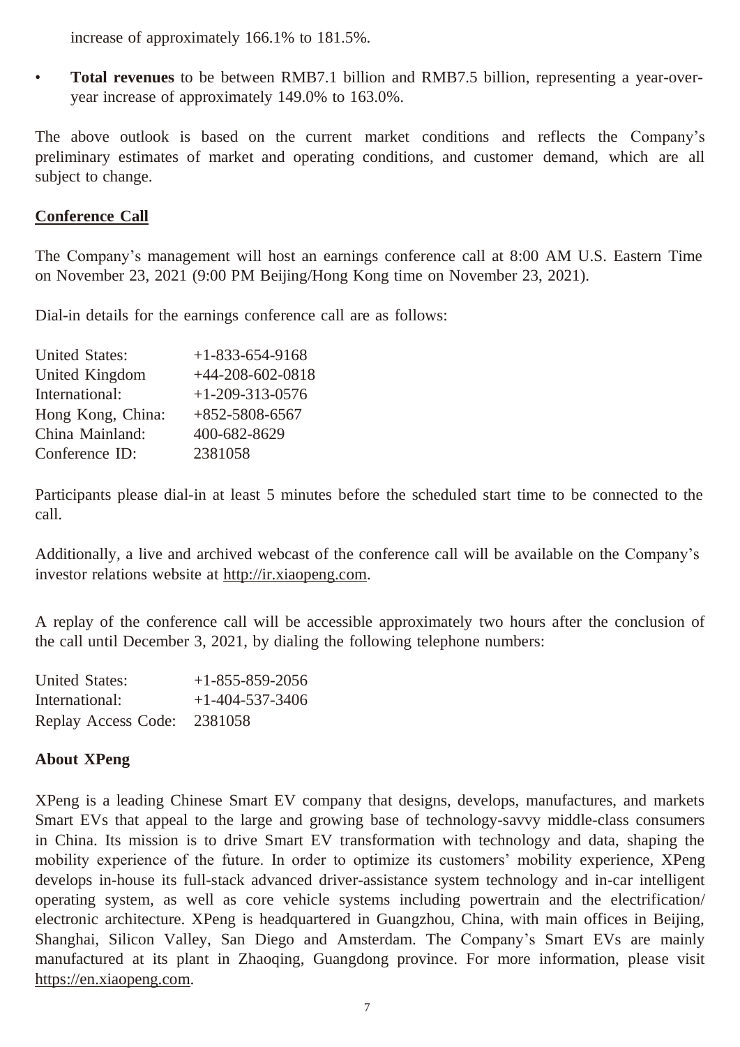increase of approximately 166.1% to 181.5%.

- **Total revenues** to be between RMB7.1 billion and RMB7.5 billion, representing a year-over-year increase of approximately 149.0% to 163.0%.

The above outlook is based on the current market conditions and reflects the Company's preliminary estimates of market and operating conditions, and customer demand, which are all subject to change.

## Conference Call

The Company's management will host an earnings conference call at 8:00 AM U.S. Eastern Time on November 23, 2021 (9:00 PM Beijing/Hong Kong time on November 23, 2021).

Dial-in details for the earnings conference call are as follows:

| | |
|---|---|
| United States: | +1-833-654-9168 |
| United Kingdom | +44-208-602-0818 |
| International: | +1-209-313-0576 |
| Hong Kong, China: | +852-5808-6567 |
| China Mainland: | 400-682-8629 |
| Conference ID: | 2381058 |

Participants please dial-in at least 5 minutes before the scheduled start time to be connected to the call.

Additionally, a live and archived webcast of the conference call will be available on the Company's investor relations website at http://ir.xiaopeng.com.

A replay of the conference call will be accessible approximately two hours after the conclusion of the call until December 3, 2021, by dialing the following telephone numbers:

| | |
|---|---|
| United States: | +1-855-859-2056 |
| International: | +1-404-537-3406 |
| Replay Access Code: | 2381058 |

## About XPeng

XPeng is a leading Chinese Smart EV company that designs, develops, manufactures, and markets Smart EVs that appeal to the large and growing base of technology-savvy middle-class consumers in China. Its mission is to drive Smart EV transformation with technology and data, shaping the mobility experience of the future. In order to optimize its customers' mobility experience, XPeng develops in-house its full-stack advanced driver-assistance system technology and in-car intelligent operating system, as well as core vehicle systems including powertrain and the electrification/electronic architecture. XPeng is headquartered in Guangzhou, China, with main offices in Beijing, Shanghai, Silicon Valley, San Diego and Amsterdam. The Company's Smart EVs are mainly manufactured at its plant in Zhaoqing, Guangdong province. For more information, please visit https://en.xiaopeng.com.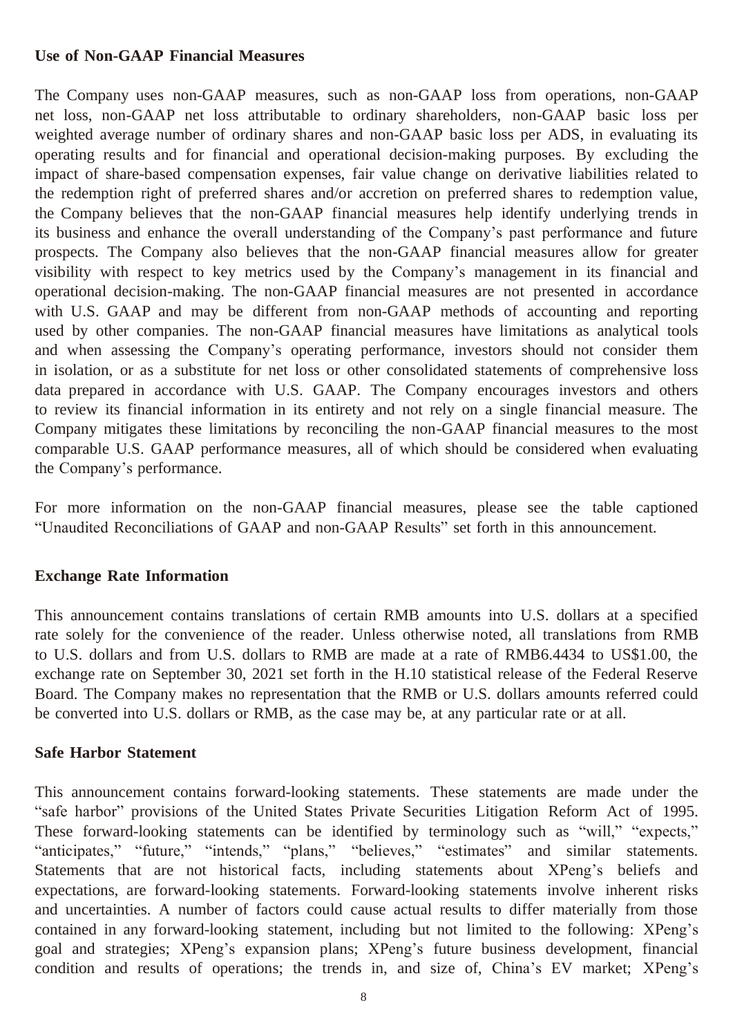## Use of Non-GAAP Financial Measures

The Company uses non-GAAP measures, such as non-GAAP loss from operations, non-GAAP net loss, non-GAAP net loss attributable to ordinary shareholders, non-GAAP basic loss per weighted average number of ordinary shares and non-GAAP basic loss per ADS, in evaluating its operating results and for financial and operational decision-making purposes. By excluding the impact of share-based compensation expenses, fair value change on derivative liabilities related to the redemption right of preferred shares and/or accretion on preferred shares to redemption value, the Company believes that the non-GAAP financial measures help identify underlying trends in its business and enhance the overall understanding of the Company's past performance and future prospects. The Company also believes that the non-GAAP financial measures allow for greater visibility with respect to key metrics used by the Company's management in its financial and operational decision-making. The non-GAAP financial measures are not presented in accordance with U.S. GAAP and may be different from non-GAAP methods of accounting and reporting used by other companies. The non-GAAP financial measures have limitations as analytical tools and when assessing the Company's operating performance, investors should not consider them in isolation, or as a substitute for net loss or other consolidated statements of comprehensive loss data prepared in accordance with U.S. GAAP. The Company encourages investors and others to review its financial information in its entirety and not rely on a single financial measure. The Company mitigates these limitations by reconciling the non-GAAP financial measures to the most comparable U.S. GAAP performance measures, all of which should be considered when evaluating the Company's performance.

For more information on the non-GAAP financial measures, please see the table captioned "Unaudited Reconciliations of GAAP and non-GAAP Results" set forth in this announcement.

## Exchange Rate Information

This announcement contains translations of certain RMB amounts into U.S. dollars at a specified rate solely for the convenience of the reader. Unless otherwise noted, all translations from RMB to U.S. dollars and from U.S. dollars to RMB are made at a rate of RMB6.4434 to US$1.00, the exchange rate on September 30, 2021 set forth in the H.10 statistical release of the Federal Reserve Board. The Company makes no representation that the RMB or U.S. dollars amounts referred could be converted into U.S. dollars or RMB, as the case may be, at any particular rate or at all.

## Safe Harbor Statement

This announcement contains forward-looking statements. These statements are made under the "safe harbor" provisions of the United States Private Securities Litigation Reform Act of 1995. These forward-looking statements can be identified by terminology such as "will," "expects," "anticipates," "future," "intends," "plans," "believes," "estimates" and similar statements. Statements that are not historical facts, including statements about XPeng's beliefs and expectations, are forward-looking statements. Forward-looking statements involve inherent risks and uncertainties. A number of factors could cause actual results to differ materially from those contained in any forward-looking statement, including but not limited to the following: XPeng's goal and strategies; XPeng's expansion plans; XPeng's future business development, financial condition and results of operations; the trends in, and size of, China's EV market; XPeng's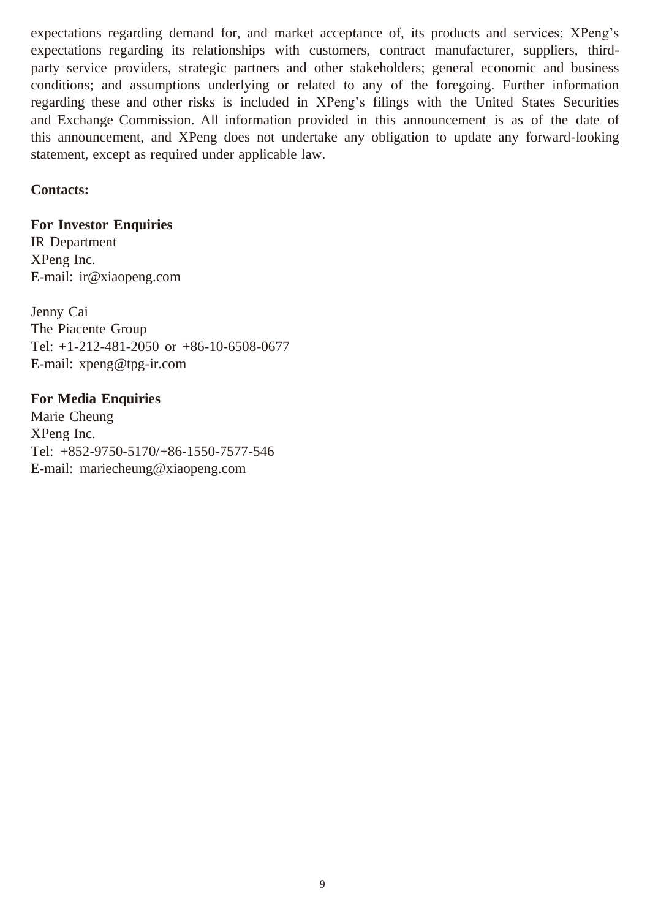expectations regarding demand for, and market acceptance of, its products and services; XPeng's expectations regarding its relationships with customers, contract manufacturer, suppliers, third-party service providers, strategic partners and other stakeholders; general economic and business conditions; and assumptions underlying or related to any of the foregoing. Further information regarding these and other risks is included in XPeng's filings with the United States Securities and Exchange Commission. All information provided in this announcement is as of the date of this announcement, and XPeng does not undertake any obligation to update any forward-looking statement, except as required under applicable law.

**Contacts:**

**For Investor Enquiries**
IR Department
XPeng Inc.
E-mail: ir@xiaopeng.com

Jenny Cai
The Piacente Group
Tel: +1-212-481-2050 or +86-10-6508-0677
E-mail: xpeng@tpg-ir.com

**For Media Enquiries**
Marie Cheung
XPeng Inc.
Tel: +852-9750-5170/+86-1550-7577-546
E-mail: mariecheung@xiaopeng.com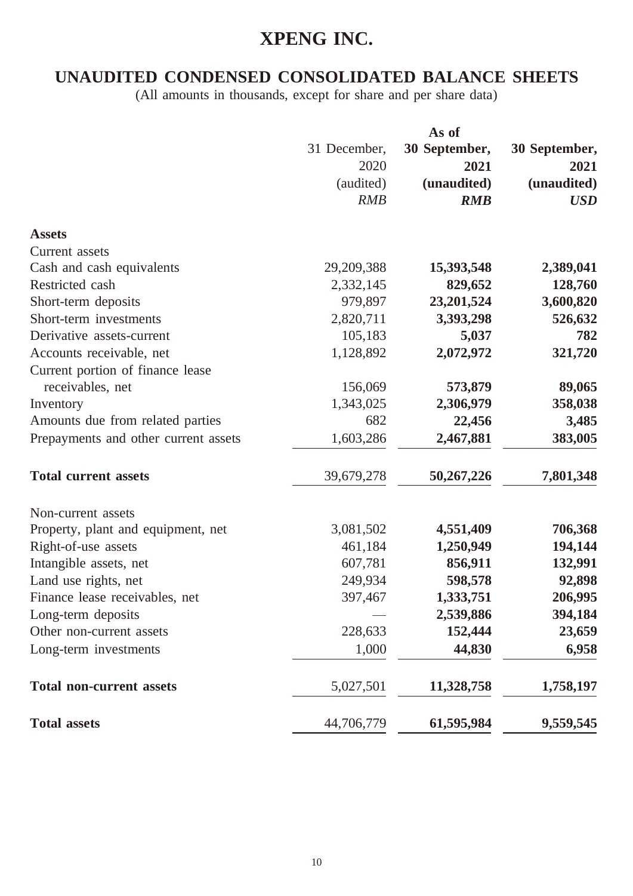# XPENG INC.

## UNAUDITED CONDENSED CONSOLIDATED BALANCE SHEETS

(All amounts in thousands, except for share and per share data)

| | As of | | |
|---|---|---|---|
| | 31 December, 2020 | **30 September, 2021** | **30 September, 2021** |
| | (audited) | **(unaudited)** | **(unaudited)** |
| | *RMB* | ***RMB*** | ***USD*** |
| **Assets** | | | |
| Current assets | | | |
| Cash and cash equivalents | 29,209,388 | **15,393,548** | **2,389,041** |
| Restricted cash | 2,332,145 | **829,652** | **128,760** |
| Short-term deposits | 979,897 | **23,201,524** | **3,600,820** |
| Short-term investments | 2,820,711 | **3,393,298** | **526,632** |
| Derivative assets-current | 105,183 | **5,037** | **782** |
| Accounts receivable, net | 1,128,892 | **2,072,972** | **321,720** |
| Current portion of finance lease receivables, net | 156,069 | **573,879** | **89,065** |
| Inventory | 1,343,025 | **2,306,979** | **358,038** |
| Amounts due from related parties | 682 | **22,456** | **3,485** |
| Prepayments and other current assets | 1,603,286 | **2,467,881** | **383,005** |
| **Total current assets** | 39,679,278 | **50,267,226** | **7,801,348** |
| Non-current assets | | | |
| Property, plant and equipment, net | 3,081,502 | **4,551,409** | **706,368** |
| Right-of-use assets | 461,184 | **1,250,949** | **194,144** |
| Intangible assets, net | 607,781 | **856,911** | **132,991** |
| Land use rights, net | 249,934 | **598,578** | **92,898** |
| Finance lease receivables, net | 397,467 | **1,333,751** | **206,995** |
| Long-term deposits | — | **2,539,886** | **394,184** |
| Other non-current assets | 228,633 | **152,444** | **23,659** |
| Long-term investments | 1,000 | **44,830** | **6,958** |
| **Total non-current assets** | 5,027,501 | **11,328,758** | **1,758,197** |
| **Total assets** | 44,706,779 | **61,595,984** | **9,559,545** |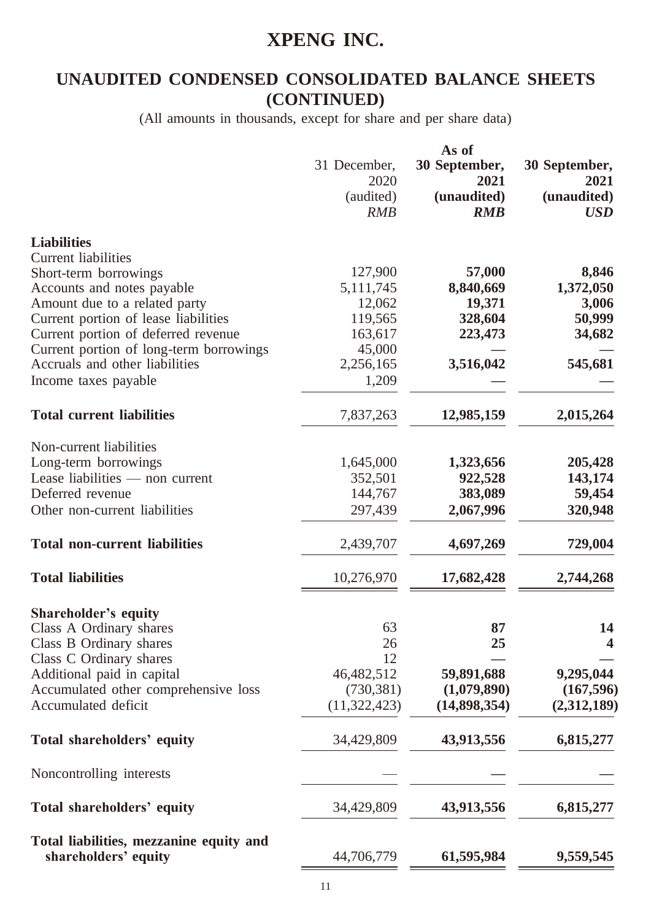# XPENG INC.

## UNAUDITED CONDENSED CONSOLIDATED BALANCE SHEETS (CONTINUED)

(All amounts in thousands, except for share and per share data)

| | As of | | |
|---|---|---|---|
| | 31 December, 2020 (audited) *RMB* | **30 September, 2021 (unaudited) *RMB*** | **30 September, 2021 (unaudited) *USD*** |
| **Liabilities** | | | |
| Current liabilities | | | |
| Short-term borrowings | 127,900 | **57,000** | **8,846** |
| Accounts and notes payable | 5,111,745 | **8,840,669** | **1,372,050** |
| Amount due to a related party | 12,062 | **19,371** | **3,006** |
| Current portion of lease liabilities | 119,565 | **328,604** | **50,999** |
| Current portion of deferred revenue | 163,617 | **223,473** | **34,682** |
| Current portion of long-term borrowings | 45,000 | **—** | **—** |
| Accruals and other liabilities | 2,256,165 | **3,516,042** | **545,681** |
| Income taxes payable | 1,209 | **—** | **—** |
| **Total current liabilities** | 7,837,263 | **12,985,159** | **2,015,264** |
| Non-current liabilities | | | |
| Long-term borrowings | 1,645,000 | **1,323,656** | **205,428** |
| Lease liabilities — non current | 352,501 | **922,528** | **143,174** |
| Deferred revenue | 144,767 | **383,089** | **59,454** |
| Other non-current liabilities | 297,439 | **2,067,996** | **320,948** |
| **Total non-current liabilities** | 2,439,707 | **4,697,269** | **729,004** |
| **Total liabilities** | 10,276,970 | **17,682,428** | **2,744,268** |
| **Shareholder's equity** | | | |
| Class A Ordinary shares | 63 | **87** | **14** |
| Class B Ordinary shares | 26 | **25** | **4** |
| Class C Ordinary shares | 12 | **—** | **—** |
| Additional paid in capital | 46,482,512 | **59,891,688** | **9,295,044** |
| Accumulated other comprehensive loss | (730,381) | **(1,079,890)** | **(167,596)** |
| Accumulated deficit | (11,322,423) | **(14,898,354)** | **(2,312,189)** |
| **Total shareholders' equity** | 34,429,809 | **43,913,556** | **6,815,277** |
| Noncontrolling interests | — | **—** | **—** |
| **Total shareholders' equity** | 34,429,809 | **43,913,556** | **6,815,277** |
| **Total liabilities, mezzanine equity and shareholders' equity** | 44,706,779 | **61,595,984** | **9,559,545** |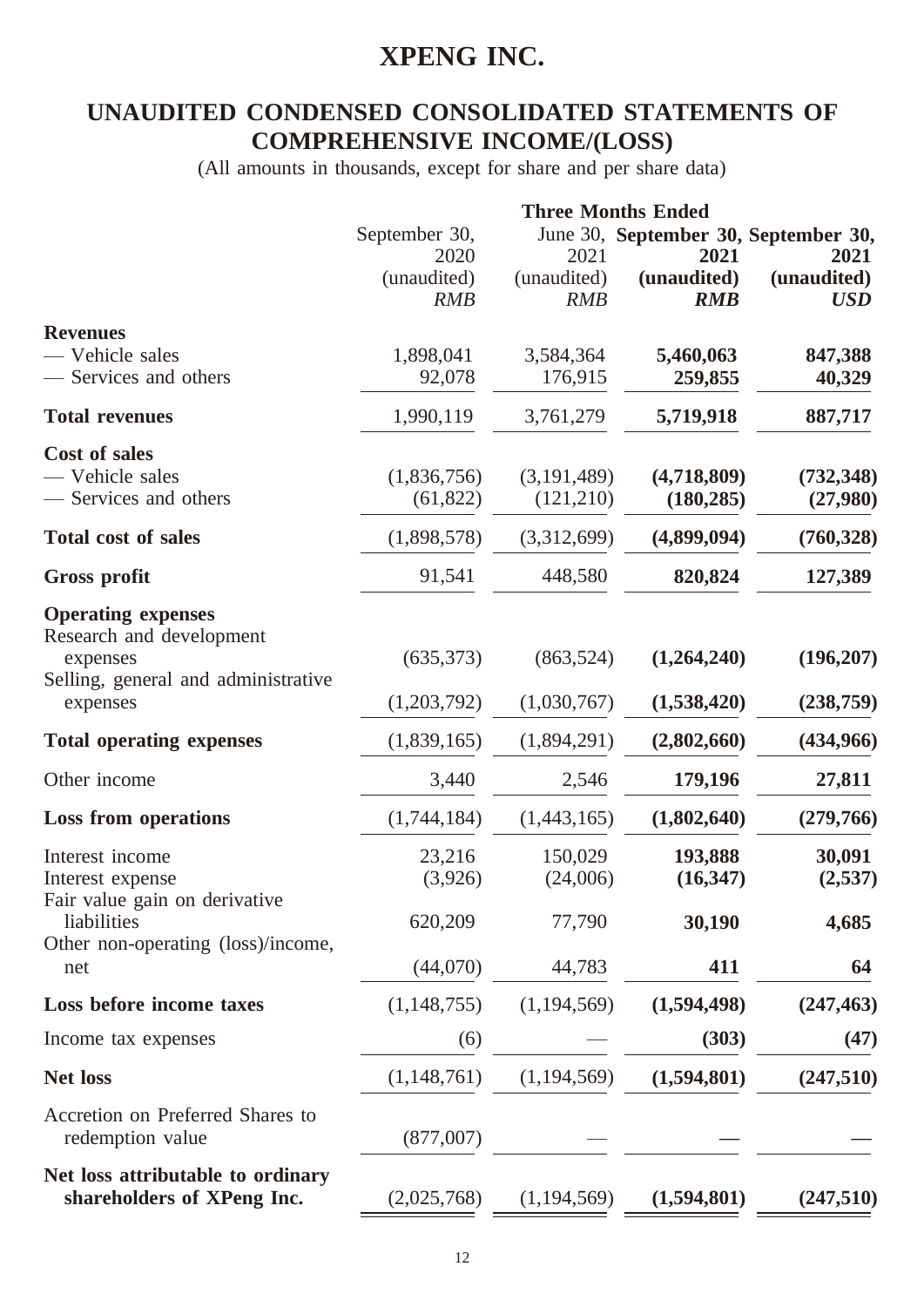# XPENG INC.

## UNAUDITED CONDENSED CONSOLIDATED STATEMENTS OF COMPREHENSIVE INCOME/(LOSS)

(All amounts in thousands, except for share and per share data)

| | Three Months Ended | | | |
|---|---|---|---|---|
| | September 30, 2020 (unaudited) *RMB* | June 30, 2021 (unaudited) *RMB* | **September 30, 2021 (unaudited)** ***RMB*** | **September 30, 2021 (unaudited)** ***USD*** |
| **Revenues** | | | | |
| — Vehicle sales | 1,898,041 | 3,584,364 | **5,460,063** | **847,388** |
| — Services and others | 92,078 | 176,915 | **259,855** | **40,329** |
| **Total revenues** | 1,990,119 | 3,761,279 | **5,719,918** | **887,717** |
| **Cost of sales** | | | | |
| — Vehicle sales | (1,836,756) | (3,191,489) | **(4,718,809)** | **(732,348)** |
| — Services and others | (61,822) | (121,210) | **(180,285)** | **(27,980)** |
| **Total cost of sales** | (1,898,578) | (3,312,699) | **(4,899,094)** | **(760,328)** |
| **Gross profit** | 91,541 | 448,580 | **820,824** | **127,389** |
| **Operating expenses** | | | | |
| Research and development expenses | (635,373) | (863,524) | **(1,264,240)** | **(196,207)** |
| Selling, general and administrative expenses | (1,203,792) | (1,030,767) | **(1,538,420)** | **(238,759)** |
| **Total operating expenses** | (1,839,165) | (1,894,291) | **(2,802,660)** | **(434,966)** |
| Other income | 3,440 | 2,546 | **179,196** | **27,811** |
| **Loss from operations** | (1,744,184) | (1,443,165) | **(1,802,640)** | **(279,766)** |
| Interest income | 23,216 | 150,029 | **193,888** | **30,091** |
| Interest expense | (3,926) | (24,006) | **(16,347)** | **(2,537)** |
| Fair value gain on derivative liabilities | 620,209 | 77,790 | **30,190** | **4,685** |
| Other non-operating (loss)/income, net | (44,070) | 44,783 | **411** | **64** |
| **Loss before income taxes** | (1,148,755) | (1,194,569) | **(1,594,498)** | **(247,463)** |
| Income tax expenses | (6) | — | **(303)** | **(47)** |
| **Net loss** | (1,148,761) | (1,194,569) | **(1,594,801)** | **(247,510)** |
| Accretion on Preferred Shares to redemption value | (877,007) | — | **—** | **—** |
| **Net loss attributable to ordinary shareholders of XPeng Inc.** | (2,025,768) | (1,194,569) | **(1,594,801)** | **(247,510)** |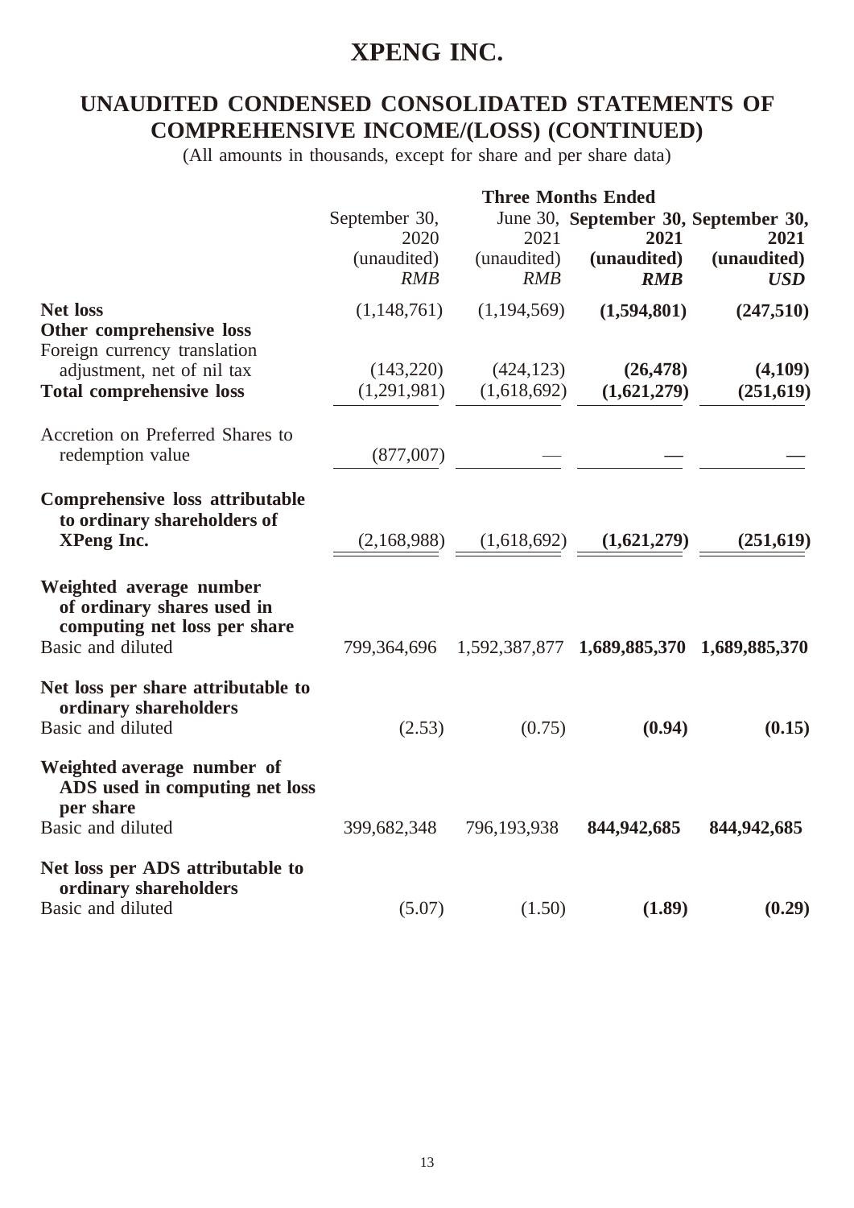# XPENG INC.

## UNAUDITED CONDENSED CONSOLIDATED STATEMENTS OF COMPREHENSIVE INCOME/(LOSS) (CONTINUED)

(All amounts in thousands, except for share and per share data)

| | Three Months Ended | | | |
|---|---|---|---|---|
| | September 30, 2020 | June 30, 2021 | **September 30, 2021** | **September 30, 2021** |
| | (unaudited) | (unaudited) | **(unaudited)** | **(unaudited)** |
| | *RMB* | *RMB* | ***RMB*** | ***USD*** |
| **Net loss** | (1,148,761) | (1,194,569) | **(1,594,801)** | **(247,510)** |
| **Other comprehensive loss** | | | | |
| Foreign currency translation adjustment, net of nil tax | (143,220) | (424,123) | **(26,478)** | **(4,109)** |
| **Total comprehensive loss** | (1,291,981) | (1,618,692) | **(1,621,279)** | **(251,619)** |
| Accretion on Preferred Shares to redemption value | (877,007) | — | **—** | **—** |
| **Comprehensive loss attributable to ordinary shareholders of XPeng Inc.** | (2,168,988) | (1,618,692) | **(1,621,279)** | **(251,619)** |
| **Weighted average number of ordinary shares used in computing net loss per share** | | | | |
| Basic and diluted | 799,364,696 | 1,592,387,877 | **1,689,885,370** | **1,689,885,370** |
| **Net loss per share attributable to ordinary shareholders** | | | | |
| Basic and diluted | (2.53) | (0.75) | **(0.94)** | **(0.15)** |
| **Weighted average number of ADS used in computing net loss per share** | | | | |
| Basic and diluted | 399,682,348 | 796,193,938 | **844,942,685** | **844,942,685** |
| **Net loss per ADS attributable to ordinary shareholders** | | | | |
| Basic and diluted | (5.07) | (1.50) | **(1.89)** | **(0.29)** |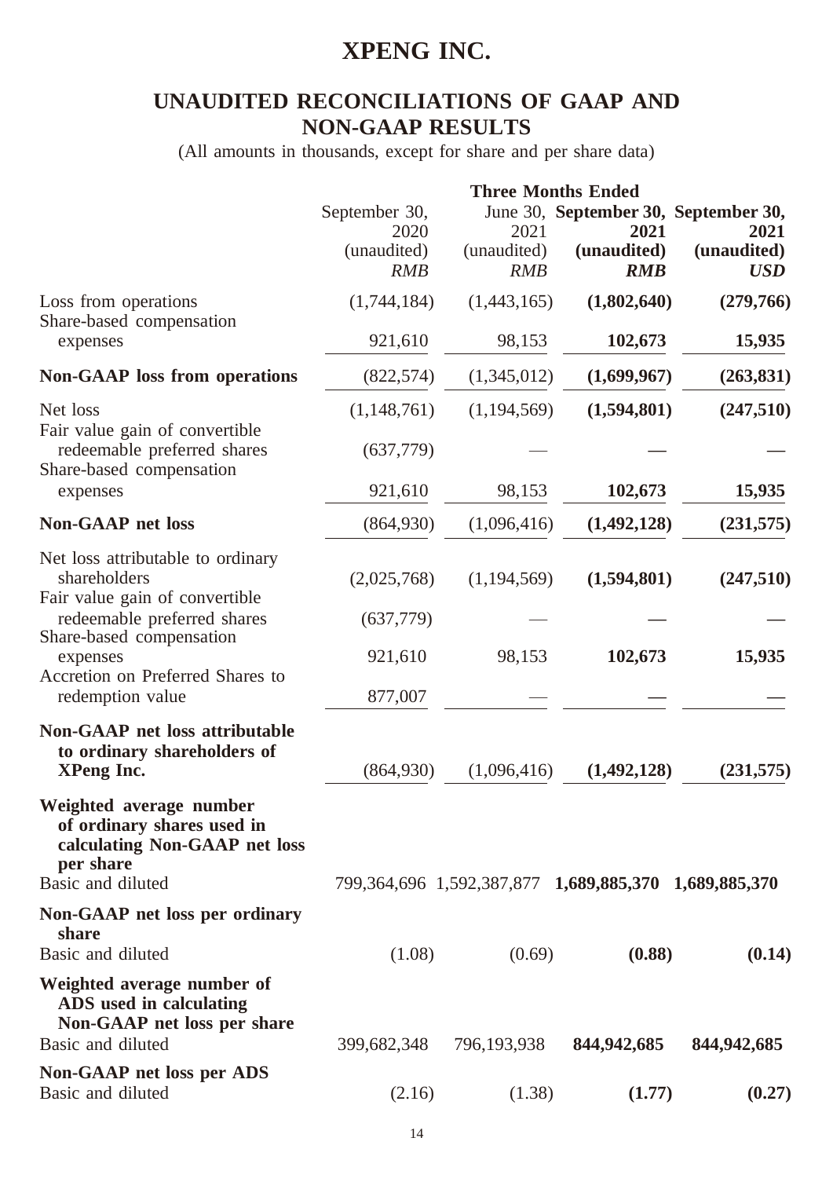# XPENG INC.

## UNAUDITED RECONCILIATIONS OF GAAP AND NON-GAAP RESULTS

(All amounts in thousands, except for share and per share data)

| | Three Months Ended | | | |
|---|---|---|---|---|
| | September 30, 2020 (unaudited) *RMB* | June 30, 2021 (unaudited) *RMB* | **September 30, 2021 (unaudited) *RMB*** | **September 30, 2021 (unaudited) *USD*** |
| Loss from operations | (1,744,184) | (1,443,165) | **(1,802,640)** | **(279,766)** |
| Share-based compensation expenses | 921,610 | 98,153 | **102,673** | **15,935** |
| **Non-GAAP loss from operations** | (822,574) | (1,345,012) | **(1,699,967)** | **(263,831)** |
| Net loss | (1,148,761) | (1,194,569) | **(1,594,801)** | **(247,510)** |
| Fair value gain of convertible redeemable preferred shares | (637,779) | — | **—** | **—** |
| Share-based compensation expenses | 921,610 | 98,153 | **102,673** | **15,935** |
| **Non-GAAP net loss** | (864,930) | (1,096,416) | **(1,492,128)** | **(231,575)** |
| Net loss attributable to ordinary shareholders | (2,025,768) | (1,194,569) | **(1,594,801)** | **(247,510)** |
| Fair value gain of convertible redeemable preferred shares | (637,779) | — | **—** | **—** |
| Share-based compensation expenses | 921,610 | 98,153 | **102,673** | **15,935** |
| Accretion on Preferred Shares to redemption value | 877,007 | — | **—** | **—** |
| **Non-GAAP net loss attributable to ordinary shareholders of XPeng Inc.** | (864,930) | (1,096,416) | **(1,492,128)** | **(231,575)** |
| **Weighted average number of ordinary shares used in calculating Non-GAAP net loss per share** | | | | |
| Basic and diluted | 799,364,696 | 1,592,387,877 | **1,689,885,370** | **1,689,885,370** |
| **Non-GAAP net loss per ordinary share** | | | | |
| Basic and diluted | (1.08) | (0.69) | **(0.88)** | **(0.14)** |
| **Weighted average number of ADS used in calculating Non-GAAP net loss per share** | | | | |
| Basic and diluted | 399,682,348 | 796,193,938 | **844,942,685** | **844,942,685** |
| **Non-GAAP net loss per ADS** | | | | |
| Basic and diluted | (2.16) | (1.38) | **(1.77)** | **(0.27)** |